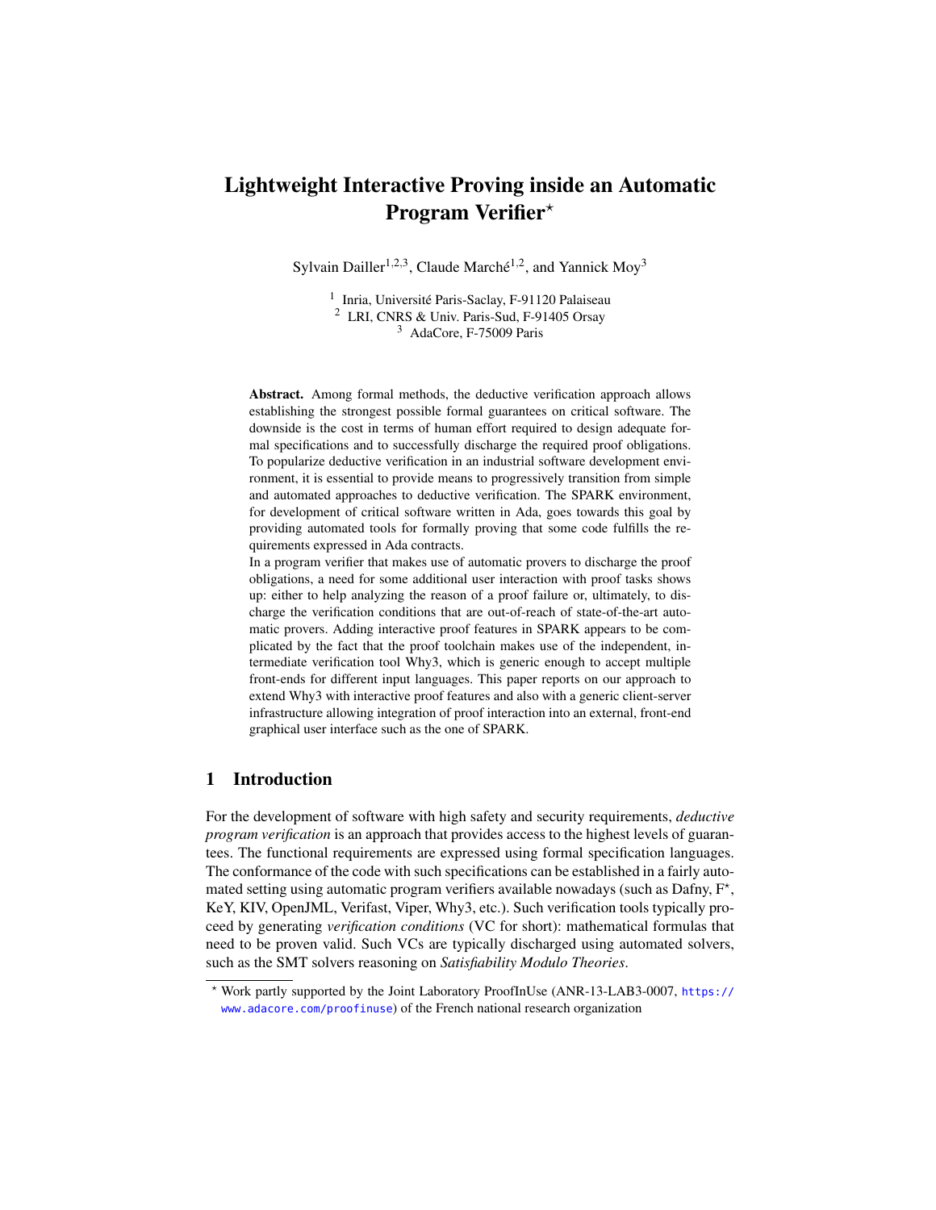# Lightweight Interactive Proving inside an Automatic Program Verifier*

Sylvain Dailler[1,2,3], Claude Marché[1,2], and Yannick Moy[3]

[1] Inria, Université Paris-Saclay, F-91120 Palaiseau
[2] LRI, CNRS & Univ. Paris-Sud, F-91405 Orsay
[3] AdaCore, F-75009 Paris

**Abstract.** Among formal methods, the deductive verification approach allows establishing the strongest possible formal guarantees on critical software. The downside is the cost in terms of human effort required to design adequate formal specifications and to successfully discharge the required proof obligations. To popularize deductive verification in an industrial software development environment, it is essential to provide means to progressively transition from simple and automated approaches to deductive verification. The SPARK environment, for development of critical software written in Ada, goes towards this goal by providing automated tools for formally proving that some code fulfills the requirements expressed in Ada contracts.
In a program verifier that makes use of automatic provers to discharge the proof obligations, a need for some additional user interaction with proof tasks shows up: either to help analyzing the reason of a proof failure or, ultimately, to discharge the verification conditions that are out-of-reach of state-of-the-art automatic provers. Adding interactive proof features in SPARK appears to be complicated by the fact that the proof toolchain makes use of the independent, intermediate verification tool Why3, which is generic enough to accept multiple front-ends for different input languages. This paper reports on our approach to extend Why3 with interactive proof features and also with a generic client-server infrastructure allowing integration of proof interaction into an external, front-end graphical user interface such as the one of SPARK.

## 1 Introduction

For the development of software with high safety and security requirements, *deductive program verification* is an approach that provides access to the highest levels of guarantees. The functional requirements are expressed using formal specification languages. The conformance of the code with such specifications can be established in a fairly automated setting using automatic program verifiers available nowadays (such as Dafny, F*, KeY, KIV, OpenJML, Verifast, Viper, Why3, etc.). Such verification tools typically proceed by generating *verification conditions* (VC for short): mathematical formulas that need to be proven valid. Such VCs are typically discharged using automated solvers, such as the SMT solvers reasoning on *Satisfiability Modulo Theories*.

* Work partly supported by the Joint Laboratory ProofInUse (ANR-13-LAB3-0007, https://www.adacore.com/proofinuse) of the French national research organization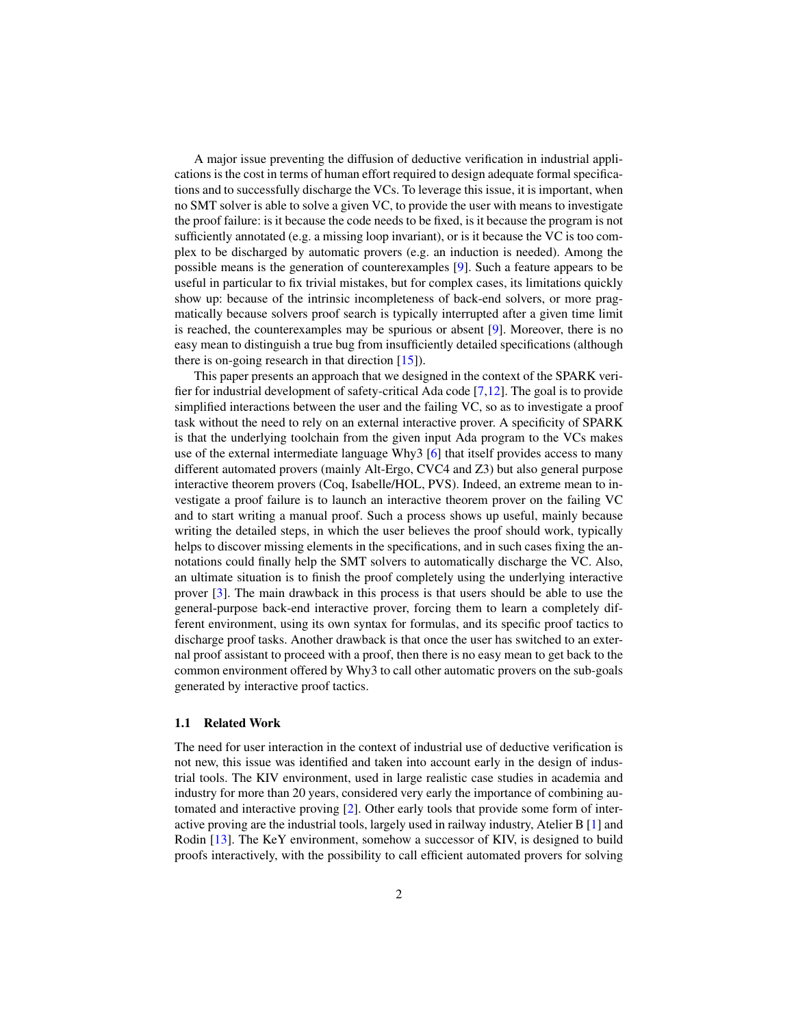A major issue preventing the diffusion of deductive verification in industrial applications is the cost in terms of human effort required to design adequate formal specifications and to successfully discharge the VCs. To leverage this issue, it is important, when no SMT solver is able to solve a given VC, to provide the user with means to investigate the proof failure: is it because the code needs to be fixed, is it because the program is not sufficiently annotated (e.g. a missing loop invariant), or is it because the VC is too complex to be discharged by automatic provers (e.g. an induction is needed). Among the possible means is the generation of counterexamples [9]. Such a feature appears to be useful in particular to fix trivial mistakes, but for complex cases, its limitations quickly show up: because of the intrinsic incompleteness of back-end solvers, or more pragmatically because solvers proof search is typically interrupted after a given time limit is reached, the counterexamples may be spurious or absent [9]. Moreover, there is no easy mean to distinguish a true bug from insufficiently detailed specifications (although there is on-going research in that direction [15]).

This paper presents an approach that we designed in the context of the SPARK verifier for industrial development of safety-critical Ada code [7,12]. The goal is to provide simplified interactions between the user and the failing VC, so as to investigate a proof task without the need to rely on an external interactive prover. A specificity of SPARK is that the underlying toolchain from the given input Ada program to the VCs makes use of the external intermediate language Why3 [6] that itself provides access to many different automated provers (mainly Alt-Ergo, CVC4 and Z3) but also general purpose interactive theorem provers (Coq, Isabelle/HOL, PVS). Indeed, an extreme mean to investigate a proof failure is to launch an interactive theorem prover on the failing VC and to start writing a manual proof. Such a process shows up useful, mainly because writing the detailed steps, in which the user believes the proof should work, typically helps to discover missing elements in the specifications, and in such cases fixing the annotations could finally help the SMT solvers to automatically discharge the VC. Also, an ultimate situation is to finish the proof completely using the underlying interactive prover [3]. The main drawback in this process is that users should be able to use the general-purpose back-end interactive prover, forcing them to learn a completely different environment, using its own syntax for formulas, and its specific proof tactics to discharge proof tasks. Another drawback is that once the user has switched to an external proof assistant to proceed with a proof, then there is no easy mean to get back to the common environment offered by Why3 to call other automatic provers on the sub-goals generated by interactive proof tactics.

### 1.1 Related Work

The need for user interaction in the context of industrial use of deductive verification is not new, this issue was identified and taken into account early in the design of industrial tools. The KIV environment, used in large realistic case studies in academia and industry for more than 20 years, considered very early the importance of combining automated and interactive proving [2]. Other early tools that provide some form of interactive proving are the industrial tools, largely used in railway industry, Atelier B [1] and Rodin [13]. The KeY environment, somehow a successor of KIV, is designed to build proofs interactively, with the possibility to call efficient automated provers for solving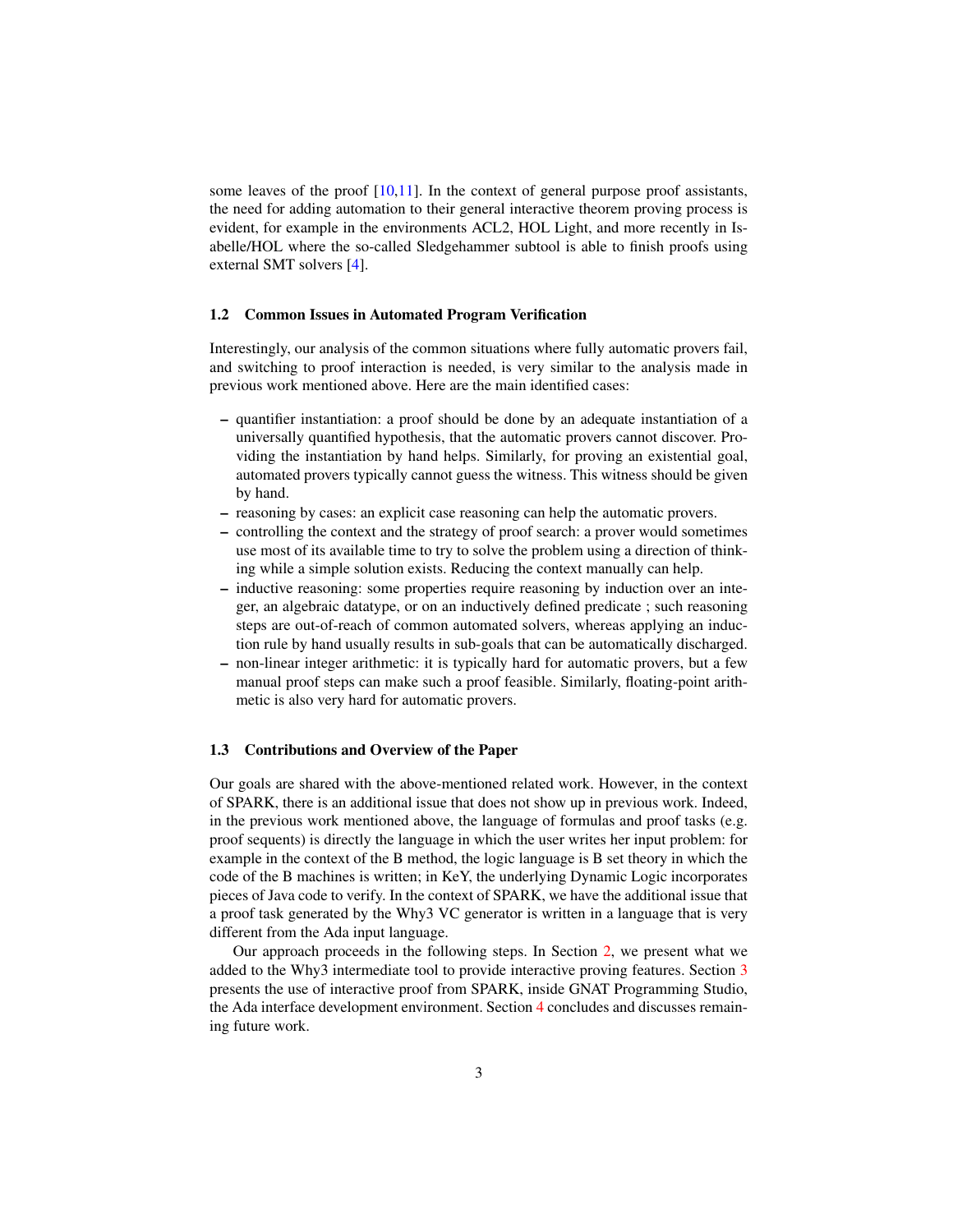some leaves of the proof [10,11]. In the context of general purpose proof assistants, the need for adding automation to their general interactive theorem proving process is evident, for example in the environments ACL2, HOL Light, and more recently in Isabelle/HOL where the so-called Sledgehammer subtool is able to finish proofs using external SMT solvers [4].

### 1.2 Common Issues in Automated Program Verification

Interestingly, our analysis of the common situations where fully automatic provers fail, and switching to proof interaction is needed, is very similar to the analysis made in previous work mentioned above. Here are the main identified cases:

- quantifier instantiation: a proof should be done by an adequate instantiation of a universally quantified hypothesis, that the automatic provers cannot discover. Providing the instantiation by hand helps. Similarly, for proving an existential goal, automated provers typically cannot guess the witness. This witness should be given by hand.
- reasoning by cases: an explicit case reasoning can help the automatic provers.
- controlling the context and the strategy of proof search: a prover would sometimes use most of its available time to try to solve the problem using a direction of thinking while a simple solution exists. Reducing the context manually can help.
- inductive reasoning: some properties require reasoning by induction over an integer, an algebraic datatype, or on an inductively defined predicate ; such reasoning steps are out-of-reach of common automated solvers, whereas applying an induction rule by hand usually results in sub-goals that can be automatically discharged.
- non-linear integer arithmetic: it is typically hard for automatic provers, but a few manual proof steps can make such a proof feasible. Similarly, floating-point arithmetic is also very hard for automatic provers.

### 1.3 Contributions and Overview of the Paper

Our goals are shared with the above-mentioned related work. However, in the context of SPARK, there is an additional issue that does not show up in previous work. Indeed, in the previous work mentioned above, the language of formulas and proof tasks (e.g. proof sequents) is directly the language in which the user writes her input problem: for example in the context of the B method, the logic language is B set theory in which the code of the B machines is written; in KeY, the underlying Dynamic Logic incorporates pieces of Java code to verify. In the context of SPARK, we have the additional issue that a proof task generated by the Why3 VC generator is written in a language that is very different from the Ada input language.

Our approach proceeds in the following steps. In Section 2, we present what we added to the Why3 intermediate tool to provide interactive proving features. Section 3 presents the use of interactive proof from SPARK, inside GNAT Programming Studio, the Ada interface development environment. Section 4 concludes and discusses remaining future work.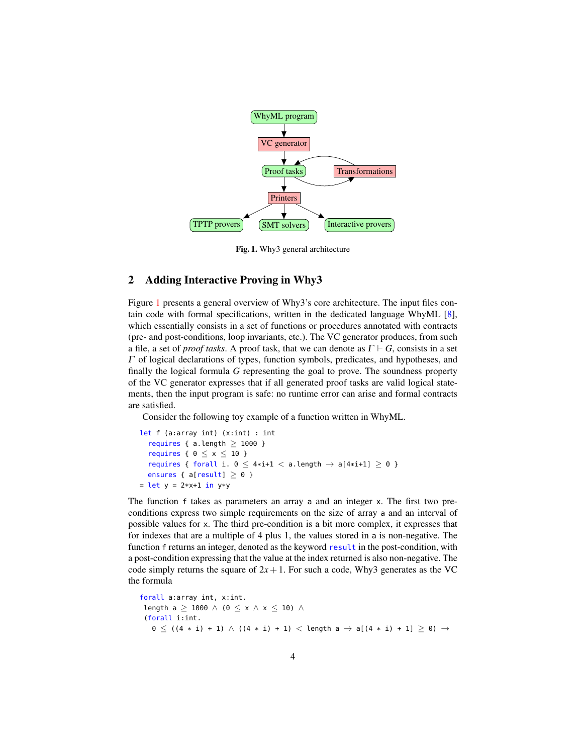Fig. 1. Why3 general architecture

## 2 Adding Interactive Proving in Why3

Figure 1 presents a general overview of Why3's core architecture. The input files contain code with formal specifications, written in the dedicated language WhyML [8], which essentially consists in a set of functions or procedures annotated with contracts (pre- and post-conditions, loop invariants, etc.). The VC generator produces, from such a file, a set of *proof tasks*. A proof task, that we can denote as $\Gamma \vdash G$, consists in a set $\Gamma$ of logical declarations of types, function symbols, predicates, and hypotheses, and finally the logical formula $G$ representing the goal to prove. The soundness property of the VC generator expresses that if all generated proof tasks are valid logical statements, then the input program is safe: no runtime error can arise and formal contracts are satisfied.

Consider the following toy example of a function written in WhyML.

```
let f (a:array int) (x:int) : int
  requires { a.length ≥ 1000 }
  requires { 0 ≤ x ≤ 10 }
  requires { forall i. 0 ≤ 4*i+1 < a.length → a[4*i+1] ≥ 0 }
  ensures { a[result] ≥ 0 }
= let y = 2*x+1 in y*y
```

The function `f` takes as parameters an array `a` and an integer `x`. The first two pre-conditions express two simple requirements on the size of array `a` and an interval of possible values for `x`. The third pre-condition is a bit more complex, it expresses that for indexes that are a multiple of 4 plus 1, the values stored in `a` is non-negative. The function `f` returns an integer, denoted as the keyword `result` in the post-condition, with a post-condition expressing that the value at the index returned is also non-negative. The code simply returns the square of $2x+1$. For such a code, Why3 generates as the VC the formula

```
forall a:array int, x:int.
 length a ≥ 1000 ∧ (0 ≤ x ∧ x ≤ 10) ∧
 (forall i:int.
   0 ≤ ((4 * i) + 1) ∧ ((4 * i) + 1) < length a → a[(4 * i) + 1] ≥ 0) →
```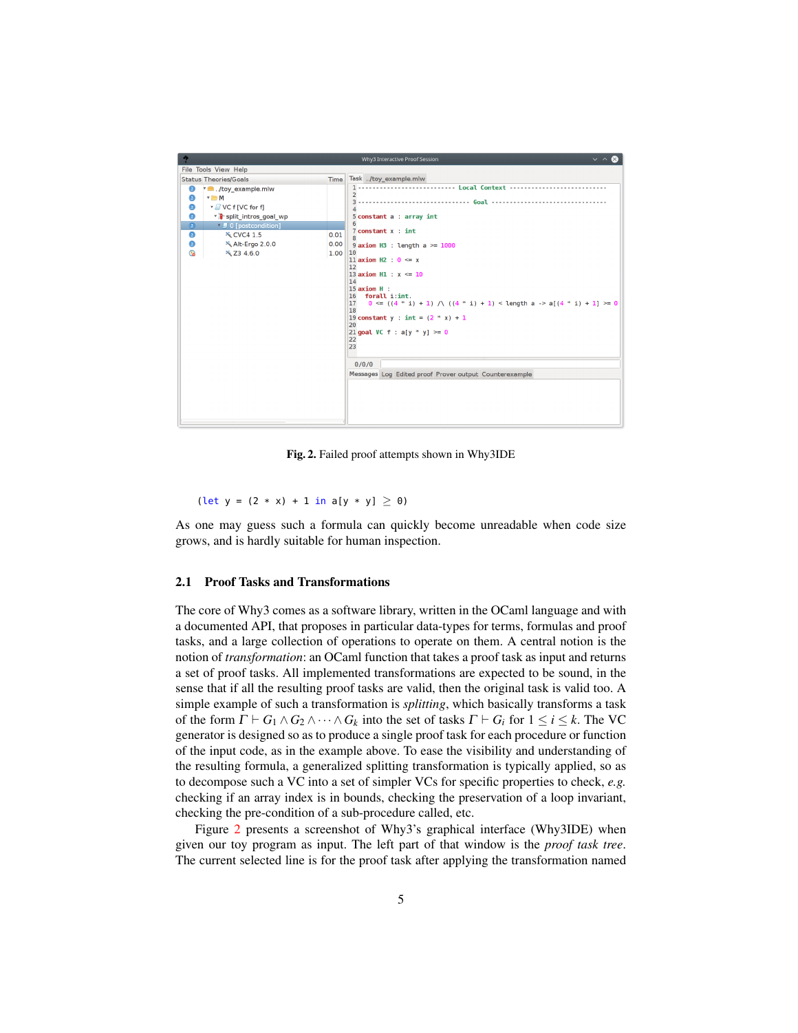Fig. 2. Failed proof attempts shown in Why3IDE

```
(let y = (2 * x) + 1 in a[y * y] ≥ 0)
```

As one may guess such a formula can quickly become unreadable when code size grows, and is hardly suitable for human inspection.

### 2.1 Proof Tasks and Transformations

The core of Why3 comes as a software library, written in the OCaml language and with a documented API, that proposes in particular data-types for terms, formulas and proof tasks, and a large collection of operations to operate on them. A central notion is the notion of *transformation*: an OCaml function that takes a proof task as input and returns a set of proof tasks. All implemented transformations are expected to be sound, in the sense that if all the resulting proof tasks are valid, then the original task is valid too. A simple example of such a transformation is *splitting*, which basically transforms a task of the form $\Gamma \vdash G_1 \wedge G_2 \wedge \cdots \wedge G_k$ into the set of tasks $\Gamma \vdash G_i$ for $1 \leq i \leq k$. The VC generator is designed so as to produce a single proof task for each procedure or function of the input code, as in the example above. To ease the visibility and understanding of the resulting formula, a generalized splitting transformation is typically applied, so as to decompose such a VC into a set of simpler VCs for specific properties to check, *e.g.* checking if an array index is in bounds, checking the preservation of a loop invariant, checking the pre-condition of a sub-procedure called, etc.

Figure 2 presents a screenshot of Why3's graphical interface (Why3IDE) when given our toy program as input. The left part of that window is the *proof task tree*. The current selected line is for the proof task after applying the transformation named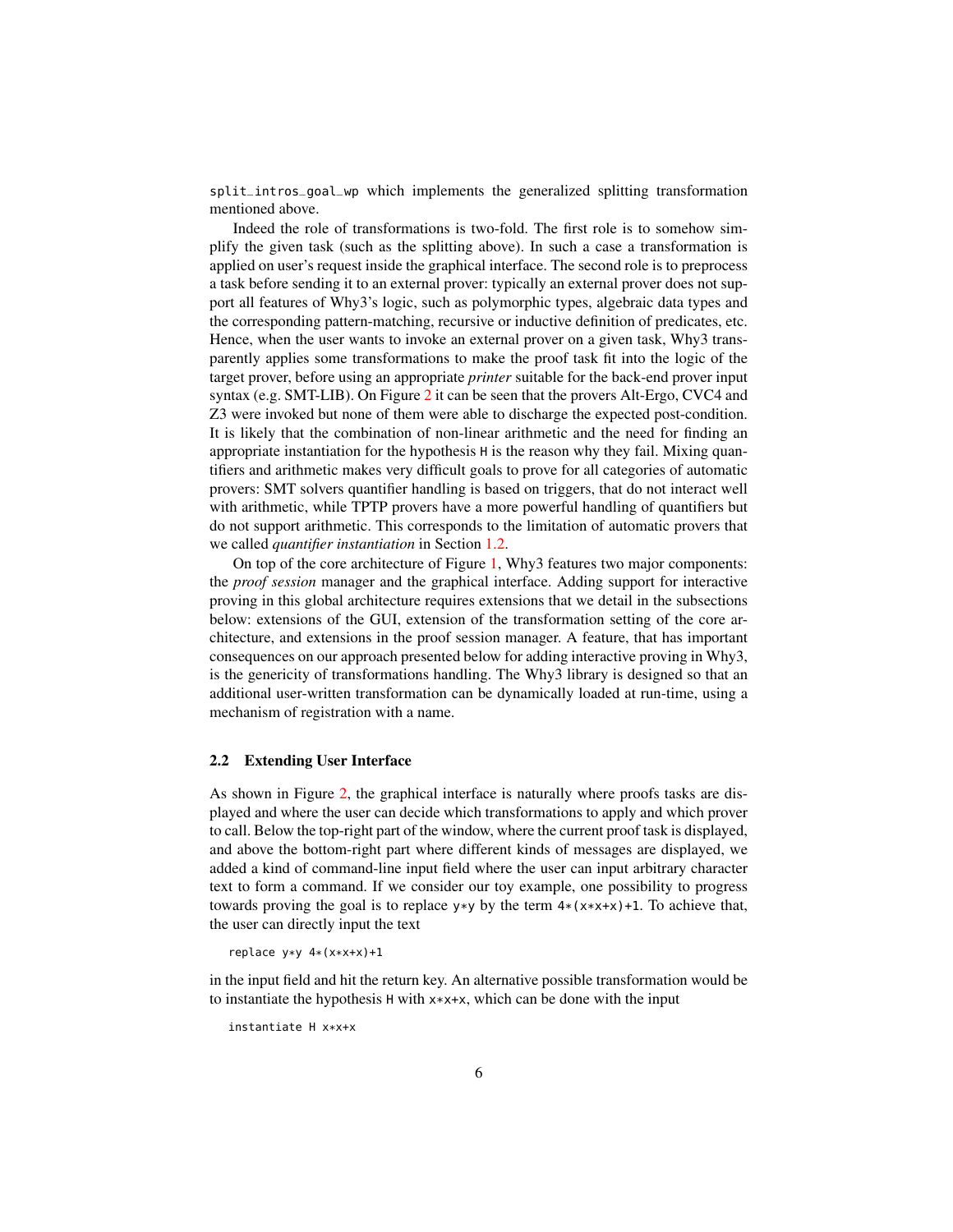`split_intros_goal_wp` which implements the generalized splitting transformation mentioned above.

Indeed the role of transformations is two-fold. The first role is to somehow simplify the given task (such as the splitting above). In such a case a transformation is applied on user's request inside the graphical interface. The second role is to preprocess a task before sending it to an external prover: typically an external prover does not support all features of Why3's logic, such as polymorphic types, algebraic data types and the corresponding pattern-matching, recursive or inductive definition of predicates, etc. Hence, when the user wants to invoke an external prover on a given task, Why3 transparently applies some transformations to make the proof task fit into the logic of the target prover, before using an appropriate *printer* suitable for the back-end prover input syntax (e.g. SMT-LIB). On Figure 2 it can be seen that the provers Alt-Ergo, CVC4 and Z3 were invoked but none of them were able to discharge the expected post-condition. It is likely that the combination of non-linear arithmetic and the need for finding an appropriate instantiation for the hypothesis `H` is the reason why they fail. Mixing quantifiers and arithmetic makes very difficult goals to prove for all categories of automatic provers: SMT solvers quantifier handling is based on triggers, that do not interact well with arithmetic, while TPTP provers have a more powerful handling of quantifiers but do not support arithmetic. This corresponds to the limitation of automatic provers that we called *quantifier instantiation* in Section 1.2.

On top of the core architecture of Figure 1, Why3 features two major components: the *proof session* manager and the graphical interface. Adding support for interactive proving in this global architecture requires extensions that we detail in the subsections below: extensions of the GUI, extension of the transformation setting of the core architecture, and extensions in the proof session manager. A feature, that has important consequences on our approach presented below for adding interactive proving in Why3, is the genericity of transformations handling. The Why3 library is designed so that an additional user-written transformation can be dynamically loaded at run-time, using a mechanism of registration with a name.

## 2.2 Extending User Interface

As shown in Figure 2, the graphical interface is naturally where proofs tasks are displayed and where the user can decide which transformations to apply and which prover to call. Below the top-right part of the window, where the current proof task is displayed, and above the bottom-right part where different kinds of messages are displayed, we added a kind of command-line input field where the user can input arbitrary character text to form a command. If we consider our toy example, one possibility to progress towards proving the goal is to replace `y*y` by the term `4*(x*x+x)+1`. To achieve that, the user can directly input the text

```
replace y*y 4*(x*x+x)+1
```

in the input field and hit the return key. An alternative possible transformation would be to instantiate the hypothesis `H` with `x*x+x`, which can be done with the input

```
instantiate H x*x+x
```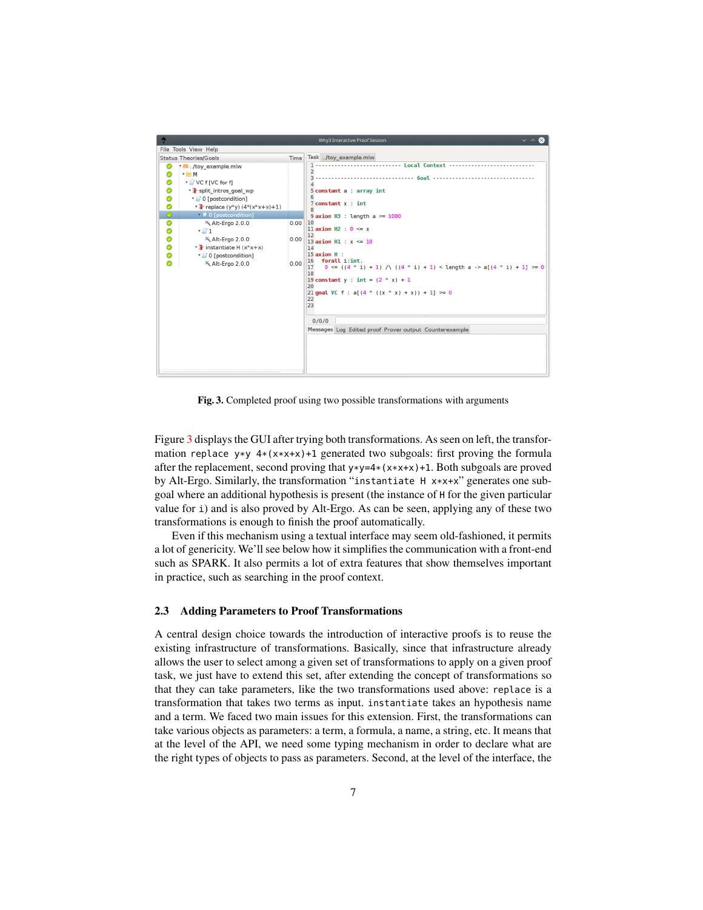Fig. 3. Completed proof using two possible transformations with arguments

Figure 3 displays the GUI after trying both transformations. As seen on left, the transformation `replace y*y 4*(x*x+x)+1` generated two subgoals: first proving the formula after the replacement, second proving that `y*y=4*(x*x+x)+1`. Both subgoals are proved by Alt-Ergo. Similarly, the transformation "`instantiate H x*x+x`" generates one subgoal where an additional hypothesis is present (the instance of `H` for the given particular value for `i`) and is also proved by Alt-Ergo. As can be seen, applying any of these two transformations is enough to finish the proof automatically.

Even if this mechanism using a textual interface may seem old-fashioned, it permits a lot of genericity. We'll see below how it simplifies the communication with a front-end such as SPARK. It also permits a lot of extra features that show themselves important in practice, such as searching in the proof context.

### 2.3 Adding Parameters to Proof Transformations

A central design choice towards the introduction of interactive proofs is to reuse the existing infrastructure of transformations. Basically, since that infrastructure already allows the user to select among a given set of transformations to apply on a given proof task, we just have to extend this set, after extending the concept of transformations so that they can take parameters, like the two transformations used above: `replace` is a transformation that takes two terms as input. `instantiate` takes an hypothesis name and a term. We faced two main issues for this extension. First, the transformations can take various objects as parameters: a term, a formula, a name, a string, etc. It means that at the level of the API, we need some typing mechanism in order to declare what are the right types of objects to pass as parameters. Second, at the level of the interface, the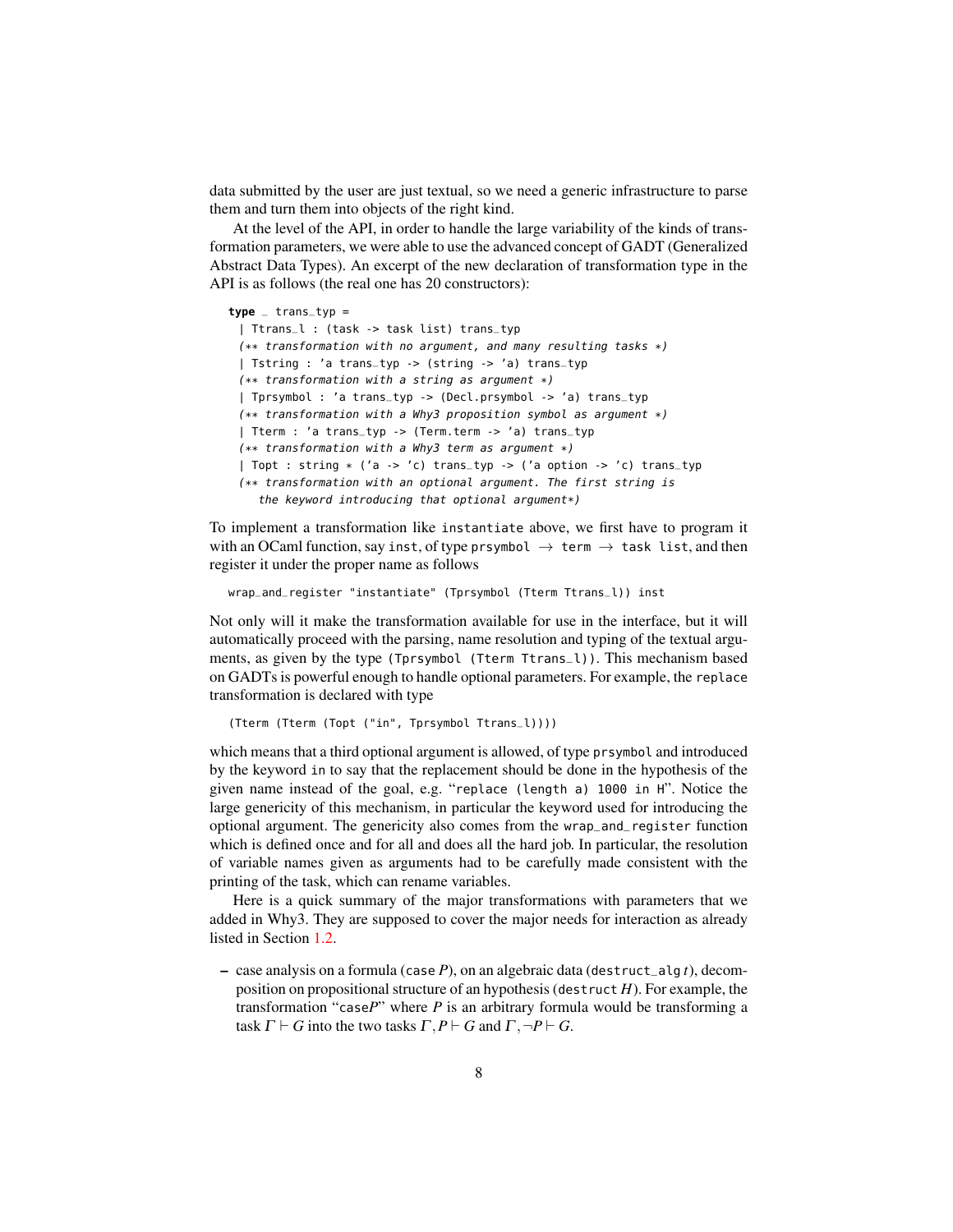data submitted by the user are just textual, so we need a generic infrastructure to parse them and turn them into objects of the right kind.

At the level of the API, in order to handle the large variability of the kinds of transformation parameters, we were able to use the advanced concept of GADT (Generalized Abstract Data Types). An excerpt of the new declaration of transformation type in the API is as follows (the real one has 20 constructors):

```
type _ trans_typ =
 | Ttrans_l : (task -> task list) trans_typ
 (** transformation with no argument, and many resulting tasks *)
 | Tstring : 'a trans_typ -> (string -> 'a) trans_typ
 (** transformation with a string as argument *)
 | Tprsymbol : 'a trans_typ -> (Decl.prsymbol -> 'a) trans_typ
 (** transformation with a Why3 proposition symbol as argument *)
 | Tterm : 'a trans_typ -> (Term.term -> 'a) trans_typ
 (** transformation with a Why3 term as argument *)
 | Topt : string * ('a -> 'c) trans_typ -> ('a option -> 'c) trans_typ
 (** transformation with an optional argument. The first string is
    the keyword introducing that optional argument*)
```

To implement a transformation like `instantiate` above, we first have to program it with an OCaml function, say `inst`, of type `prsymbol` $\rightarrow$ `term` $\rightarrow$ `task list`, and then register it under the proper name as follows

```
wrap_and_register "instantiate" (Tprsymbol (Tterm Ttrans_l)) inst
```

Not only will it make the transformation available for use in the interface, but it will automatically proceed with the parsing, name resolution and typing of the textual arguments, as given by the type `(Tprsymbol (Tterm Ttrans_l))`. This mechanism based on GADTs is powerful enough to handle optional parameters. For example, the `replace` transformation is declared with type

```
(Tterm (Tterm (Topt ("in", Tprsymbol Ttrans_l))))
```

which means that a third optional argument is allowed, of type `prsymbol` and introduced by the keyword `in` to say that the replacement should be done in the hypothesis of the given name instead of the goal, e.g. "`replace (length a) 1000 in H`". Notice the large genericity of this mechanism, in particular the keyword used for introducing the optional argument. The genericity also comes from the `wrap_and_register` function which is defined once and for all and does all the hard job. In particular, the resolution of variable names given as arguments had to be carefully made consistent with the printing of the task, which can rename variables.

Here is a quick summary of the major transformations with parameters that we added in Why3. They are supposed to cover the major needs for interaction as already listed in Section 1.2.

- case analysis on a formula (`case` $P$), on an algebraic data (`destruct_alg` $t$), decomposition on propositional structure of an hypothesis (`destruct` $H$). For example, the transformation "`case`$P$" where $P$ is an arbitrary formula would be transforming a task $\Gamma \vdash G$ into the two tasks $\Gamma, P \vdash G$ and $\Gamma, \neg P \vdash G$.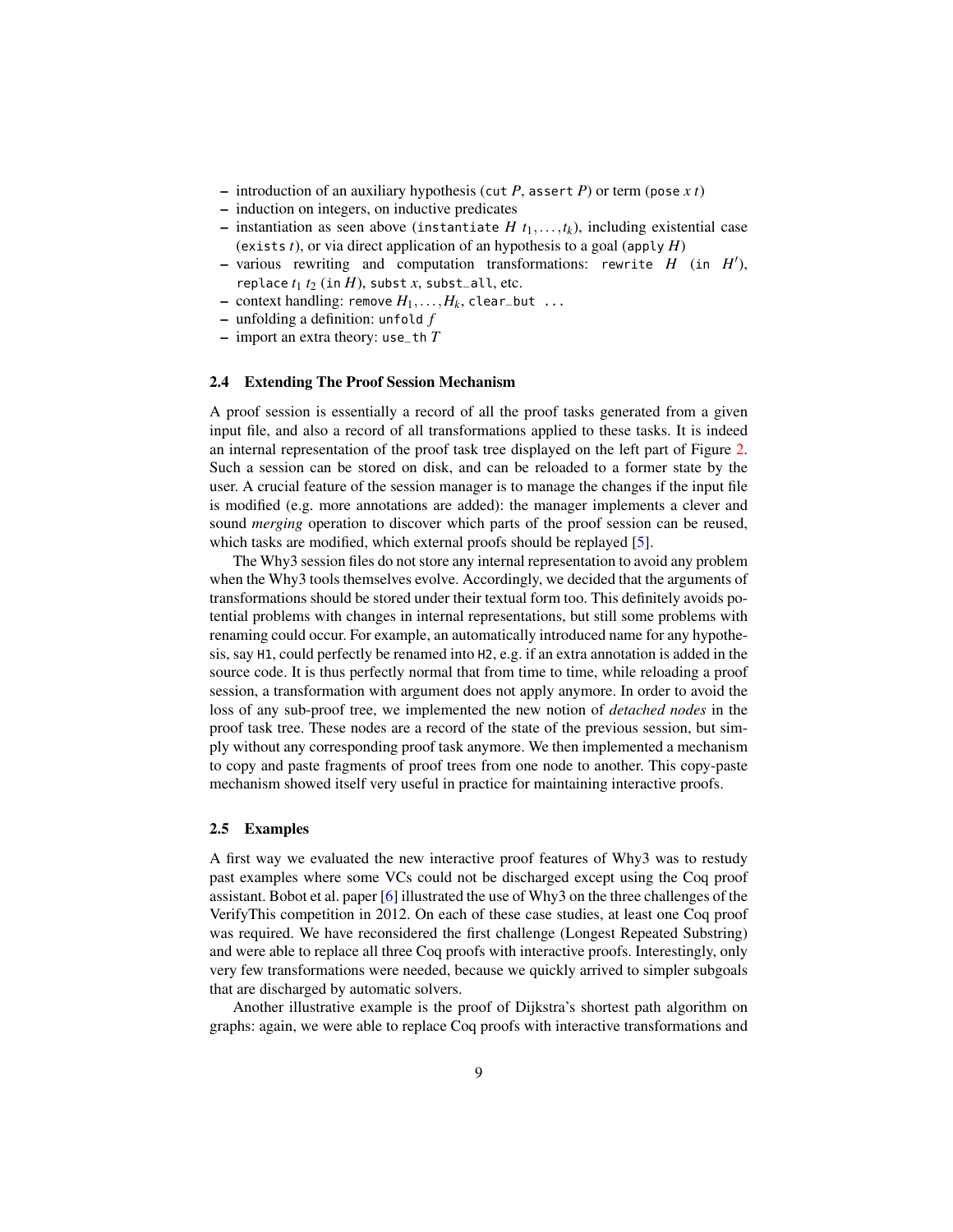- introduction of an auxiliary hypothesis (`cut` $P$, `assert` $P$) or term (`pose` $x$ $t$)
- induction on integers, on inductive predicates
- instantiation as seen above (`instantiate` $H$ $t_1, \ldots, t_k$), including existential case (`exists` $t$), or via direct application of an hypothesis to a goal (`apply` $H$)
- various rewriting and computation transformations: `rewrite` $H$ (`in` $H'$), `replace` $t_1$ $t_2$ (`in` $H$), `subst` $x$, `subst_all`, etc.
- context handling: `remove` $H_1, \ldots, H_k$, `clear_but ...`
- unfolding a definition: `unfold` $f$
- import an extra theory: `use_th` $T$

### 2.4 Extending The Proof Session Mechanism

A proof session is essentially a record of all the proof tasks generated from a given input file, and also a record of all transformations applied to these tasks. It is indeed an internal representation of the proof task tree displayed on the left part of Figure 2. Such a session can be stored on disk, and can be reloaded to a former state by the user. A crucial feature of the session manager is to manage the changes if the input file is modified (e.g. more annotations are added): the manager implements a clever and sound *merging* operation to discover which parts of the proof session can be reused, which tasks are modified, which external proofs should be replayed [5].

The Why3 session files do not store any internal representation to avoid any problem when the Why3 tools themselves evolve. Accordingly, we decided that the arguments of transformations should be stored under their textual form too. This definitely avoids potential problems with changes in internal representations, but still some problems with renaming could occur. For example, an automatically introduced name for any hypothesis, say `H1`, could perfectly be renamed into `H2`, e.g. if an extra annotation is added in the source code. It is thus perfectly normal that from time to time, while reloading a proof session, a transformation with argument does not apply anymore. In order to avoid the loss of any sub-proof tree, we implemented the new notion of *detached nodes* in the proof task tree. These nodes are a record of the state of the previous session, but simply without any corresponding proof task anymore. We then implemented a mechanism to copy and paste fragments of proof trees from one node to another. This copy-paste mechanism showed itself very useful in practice for maintaining interactive proofs.

### 2.5 Examples

A first way we evaluated the new interactive proof features of Why3 was to restudy past examples where some VCs could not be discharged except using the Coq proof assistant. Bobot et al. paper [6] illustrated the use of Why3 on the three challenges of the VerifyThis competition in 2012. On each of these case studies, at least one Coq proof was required. We have reconsidered the first challenge (Longest Repeated Substring) and were able to replace all three Coq proofs with interactive proofs. Interestingly, only very few transformations were needed, because we quickly arrived to simpler subgoals that are discharged by automatic solvers.

Another illustrative example is the proof of Dijkstra's shortest path algorithm on graphs: again, we were able to replace Coq proofs with interactive transformations and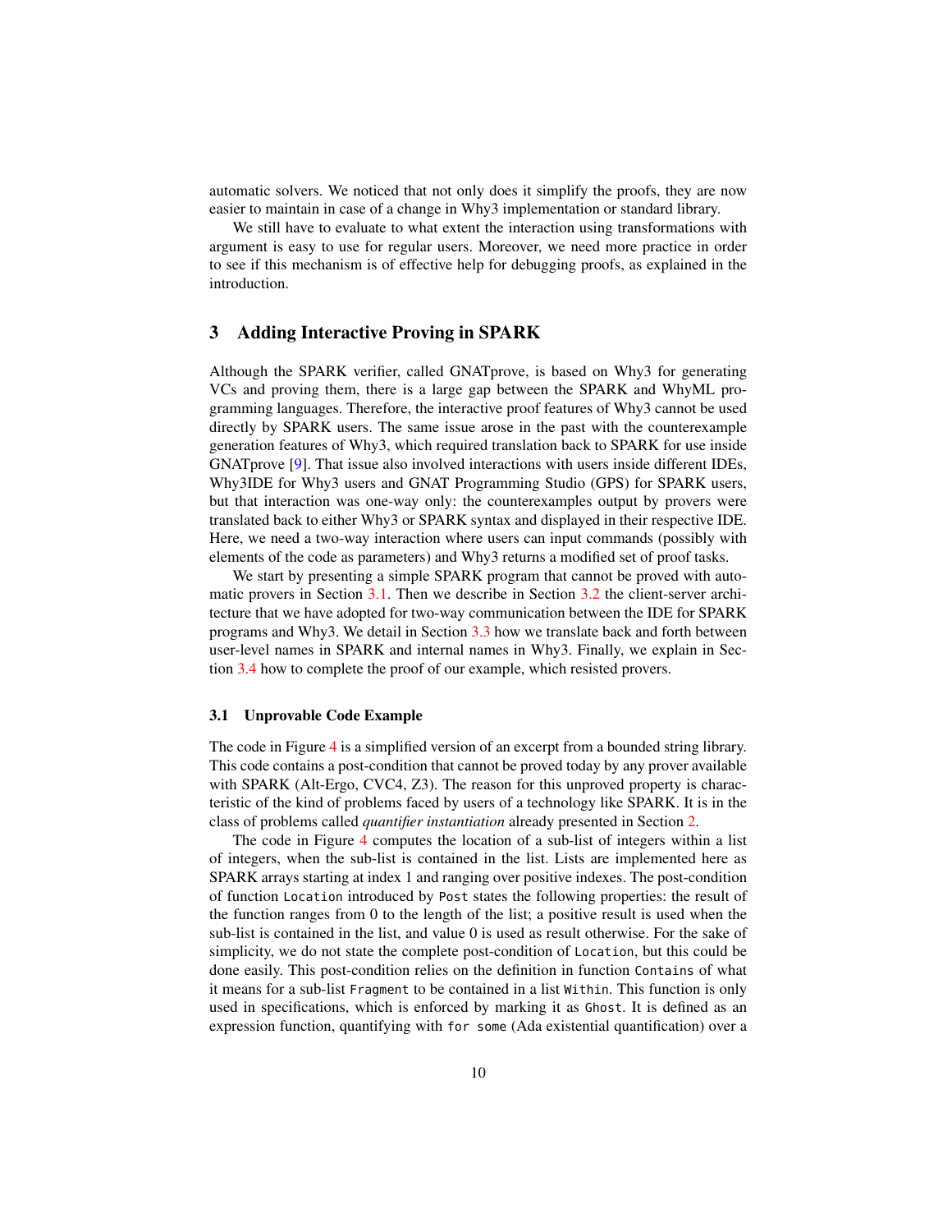automatic solvers. We noticed that not only does it simplify the proofs, they are now easier to maintain in case of a change in Why3 implementation or standard library.

We still have to evaluate to what extent the interaction using transformations with argument is easy to use for regular users. Moreover, we need more practice in order to see if this mechanism is of effective help for debugging proofs, as explained in the introduction.

## 3 Adding Interactive Proving in SPARK

Although the SPARK verifier, called GNATprove, is based on Why3 for generating VCs and proving them, there is a large gap between the SPARK and WhyML programming languages. Therefore, the interactive proof features of Why3 cannot be used directly by SPARK users. The same issue arose in the past with the counterexample generation features of Why3, which required translation back to SPARK for use inside GNATprove [9]. That issue also involved interactions with users inside different IDEs, Why3IDE for Why3 users and GNAT Programming Studio (GPS) for SPARK users, but that interaction was one-way only: the counterexamples output by provers were translated back to either Why3 or SPARK syntax and displayed in their respective IDE. Here, we need a two-way interaction where users can input commands (possibly with elements of the code as parameters) and Why3 returns a modified set of proof tasks.

We start by presenting a simple SPARK program that cannot be proved with automatic provers in Section 3.1. Then we describe in Section 3.2 the client-server architecture that we have adopted for two-way communication between the IDE for SPARK programs and Why3. We detail in Section 3.3 how we translate back and forth between user-level names in SPARK and internal names in Why3. Finally, we explain in Section 3.4 how to complete the proof of our example, which resisted provers.

### 3.1 Unprovable Code Example

The code in Figure 4 is a simplified version of an excerpt from a bounded string library. This code contains a post-condition that cannot be proved today by any prover available with SPARK (Alt-Ergo, CVC4, Z3). The reason for this unproved property is characteristic of the kind of problems faced by users of a technology like SPARK. It is in the class of problems called *quantifier instantiation* already presented in Section 2.

The code in Figure 4 computes the location of a sub-list of integers within a list of integers, when the sub-list is contained in the list. Lists are implemented here as SPARK arrays starting at index 1 and ranging over positive indexes. The post-condition of function `Location` introduced by `Post` states the following properties: the result of the function ranges from 0 to the length of the list; a positive result is used when the sub-list is contained in the list, and value 0 is used as result otherwise. For the sake of simplicity, we do not state the complete post-condition of `Location`, but this could be done easily. This post-condition relies on the definition in function `Contains` of what it means for a sub-list `Fragment` to be contained in a list `Within`. This function is only used in specifications, which is enforced by marking it as `Ghost`. It is defined as an expression function, quantifying with `for some` (Ada existential quantification) over a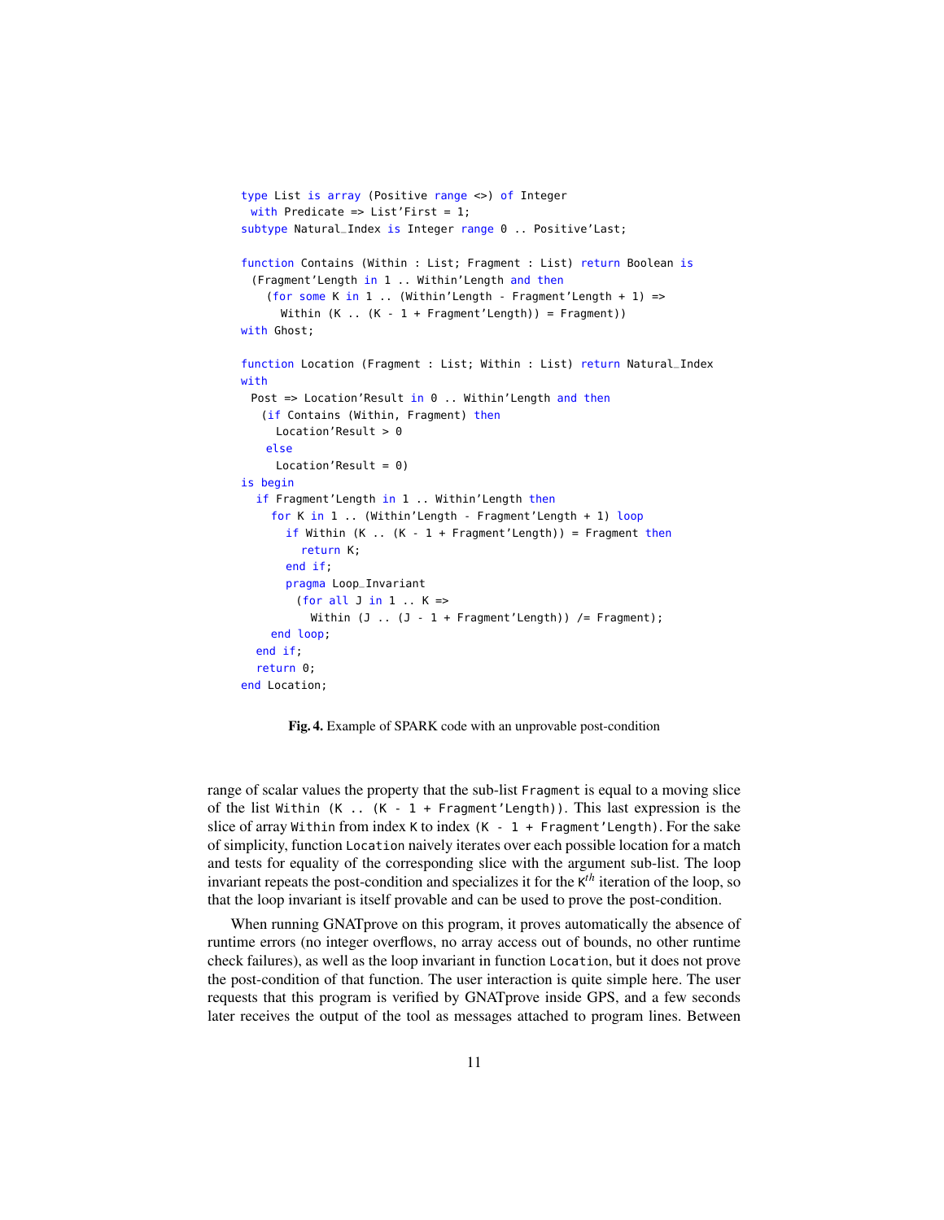```
type List is array (Positive range <>) of Integer
  with Predicate => List'First = 1;
subtype Natural_Index is Integer range 0 .. Positive'Last;

function Contains (Within : List; Fragment : List) return Boolean is
  (Fragment'Length in 1 .. Within'Length and then
     (for some K in 1 .. (Within'Length - Fragment'Length + 1) =>
        Within (K .. (K - 1 + Fragment'Length)) = Fragment))
with Ghost;

function Location (Fragment : List; Within : List) return Natural_Index
with
  Post => Location'Result in 0 .. Within'Length and then
    (if Contains (Within, Fragment) then
       Location'Result > 0
     else
       Location'Result = 0)
is begin
   if Fragment'Length in 1 .. Within'Length then
      for K in 1 .. (Within'Length - Fragment'Length + 1) loop
         if Within (K .. (K - 1 + Fragment'Length)) = Fragment then
            return K;
         end if;
         pragma Loop_Invariant
           (for all J in 1 .. K =>
              Within (J .. (J - 1 + Fragment'Length)) /= Fragment);
      end loop;
   end if;
   return 0;
end Location;
```

**Fig. 4.** Example of SPARK code with an unprovable post-condition

range of scalar values the property that the sub-list `Fragment` is equal to a moving slice of the list `Within (K .. (K - 1 + Fragment'Length))`. This last expression is the slice of array `Within` from index `K` to index `(K - 1 + Fragment'Length)`. For the sake of simplicity, function `Location` naively iterates over each possible location for a match and tests for equality of the corresponding slice with the argument sub-list. The loop invariant repeats the post-condition and specializes it for the $K^{th}$ iteration of the loop, so that the loop invariant is itself provable and can be used to prove the post-condition.

When running GNATprove on this program, it proves automatically the absence of runtime errors (no integer overflows, no array access out of bounds, no other runtime check failures), as well as the loop invariant in function `Location`, but it does not prove the post-condition of that function. The user interaction is quite simple here. The user requests that this program is verified by GNATprove inside GPS, and a few seconds later receives the output of the tool as messages attached to program lines. Between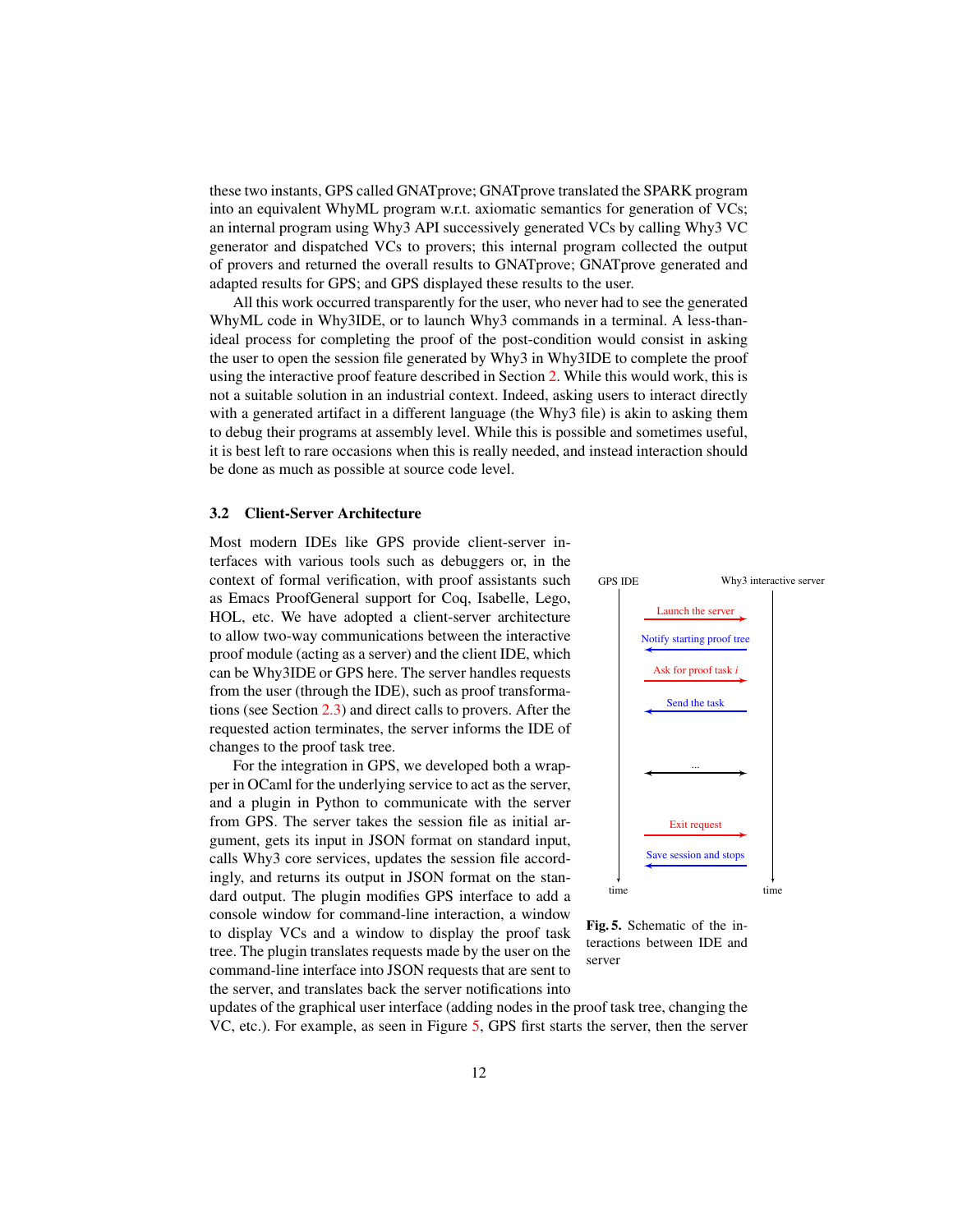these two instants, GPS called GNATprove; GNATprove translated the SPARK program into an equivalent WhyML program w.r.t. axiomatic semantics for generation of VCs; an internal program using Why3 API successively generated VCs by calling Why3 VC generator and dispatched VCs to provers; this internal program collected the output of provers and returned the overall results to GNATprove; GNATprove generated and adapted results for GPS; and GPS displayed these results to the user.

All this work occurred transparently for the user, who never had to see the generated WhyML code in Why3IDE, or to launch Why3 commands in a terminal. A less-than-ideal process for completing the proof of the post-condition would consist in asking the user to open the session file generated by Why3 in Why3IDE to complete the proof using the interactive proof feature described in Section 2. While this would work, this is not a suitable solution in an industrial context. Indeed, asking users to interact directly with a generated artifact in a different language (the Why3 file) is akin to asking them to debug their programs at assembly level. While this is possible and sometimes useful, it is best left to rare occasions when this is really needed, and instead interaction should be done as much as possible at source code level.

### 3.2 Client-Server Architecture

Most modern IDEs like GPS provide client-server interfaces with various tools such as debuggers or, in the context of formal verification, with proof assistants such as Emacs ProofGeneral support for Coq, Isabelle, Lego, HOL, etc. We have adopted a client-server architecture to allow two-way communications between the interactive proof module (acting as a server) and the client IDE, which can be Why3IDE or GPS here. The server handles requests from the user (through the IDE), such as proof transformations (see Section 2.3) and direct calls to provers. After the requested action terminates, the server informs the IDE of changes to the proof task tree.

For the integration in GPS, we developed both a wrapper in OCaml for the underlying service to act as the server, and a plugin in Python to communicate with the server from GPS. The server takes the session file as initial argument, gets its input in JSON format on standard input, calls Why3 core services, updates the session file accordingly, and returns its output in JSON format on the standard output. The plugin modifies GPS interface to add a console window for command-line interaction, a window to display VCs and a window to display the proof task tree. The plugin translates requests made by the user on the command-line interface into JSON requests that are sent to the server, and translates back the server notifications into updates of the graphical user interface (adding nodes in the proof task tree, changing the VC, etc.). For example, as seen in Figure 5, GPS first starts the server, then the server

GPS IDE — Why3 interactive server

- Launch the server (GPS IDE → server)
- Notify starting proof tree (server → GPS IDE)
- Ask for proof task $i$ (GPS IDE → server)
- Send the task (server → GPS IDE)
- ... (both directions)
- Exit request (GPS IDE → server)
- Save session and stops (server → GPS IDE)

time — time

**Fig. 5.** Schematic of the interactions between IDE and server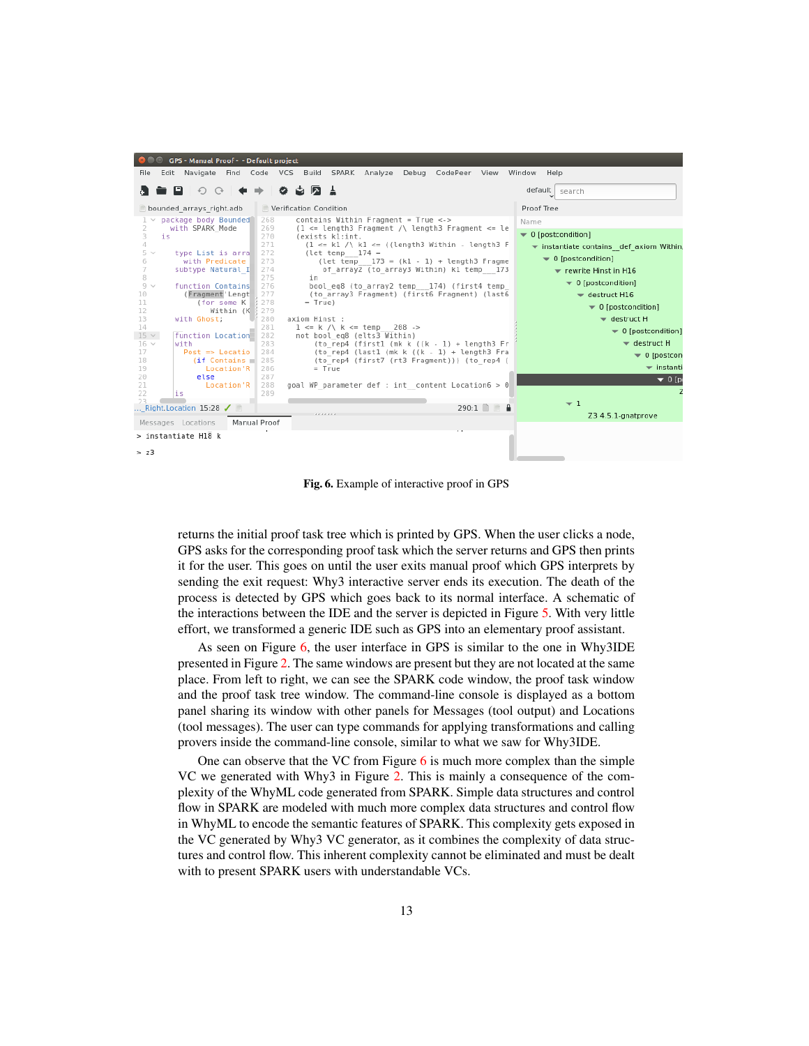Fig. 6. Example of interactive proof in GPS

returns the initial proof task tree which is printed by GPS. When the user clicks a node, GPS asks for the corresponding proof task which the server returns and GPS then prints it for the user. This goes on until the user exits manual proof which GPS interprets by sending the exit request: Why3 interactive server ends its execution. The death of the process is detected by GPS which goes back to its normal interface. A schematic of the interactions between the IDE and the server is depicted in Figure 5. With very little effort, we transformed a generic IDE such as GPS into an elementary proof assistant.

As seen on Figure 6, the user interface in GPS is similar to the one in Why3IDE presented in Figure 2. The same windows are present but they are not located at the same place. From left to right, we can see the SPARK code window, the proof task window and the proof task tree window. The command-line console is displayed as a bottom panel sharing its window with other panels for Messages (tool output) and Locations (tool messages). The user can type commands for applying transformations and calling provers inside the command-line console, similar to what we saw for Why3IDE.

One can observe that the VC from Figure 6 is much more complex than the simple VC we generated with Why3 in Figure 2. This is mainly a consequence of the complexity of the WhyML code generated from SPARK. Simple data structures and control flow in SPARK are modeled with much more complex data structures and control flow in WhyML to encode the semantic features of SPARK. This complexity gets exposed in the VC generated by Why3 VC generator, as it combines the complexity of data structures and control flow. This inherent complexity cannot be eliminated and must be dealt with to present SPARK users with understandable VCs.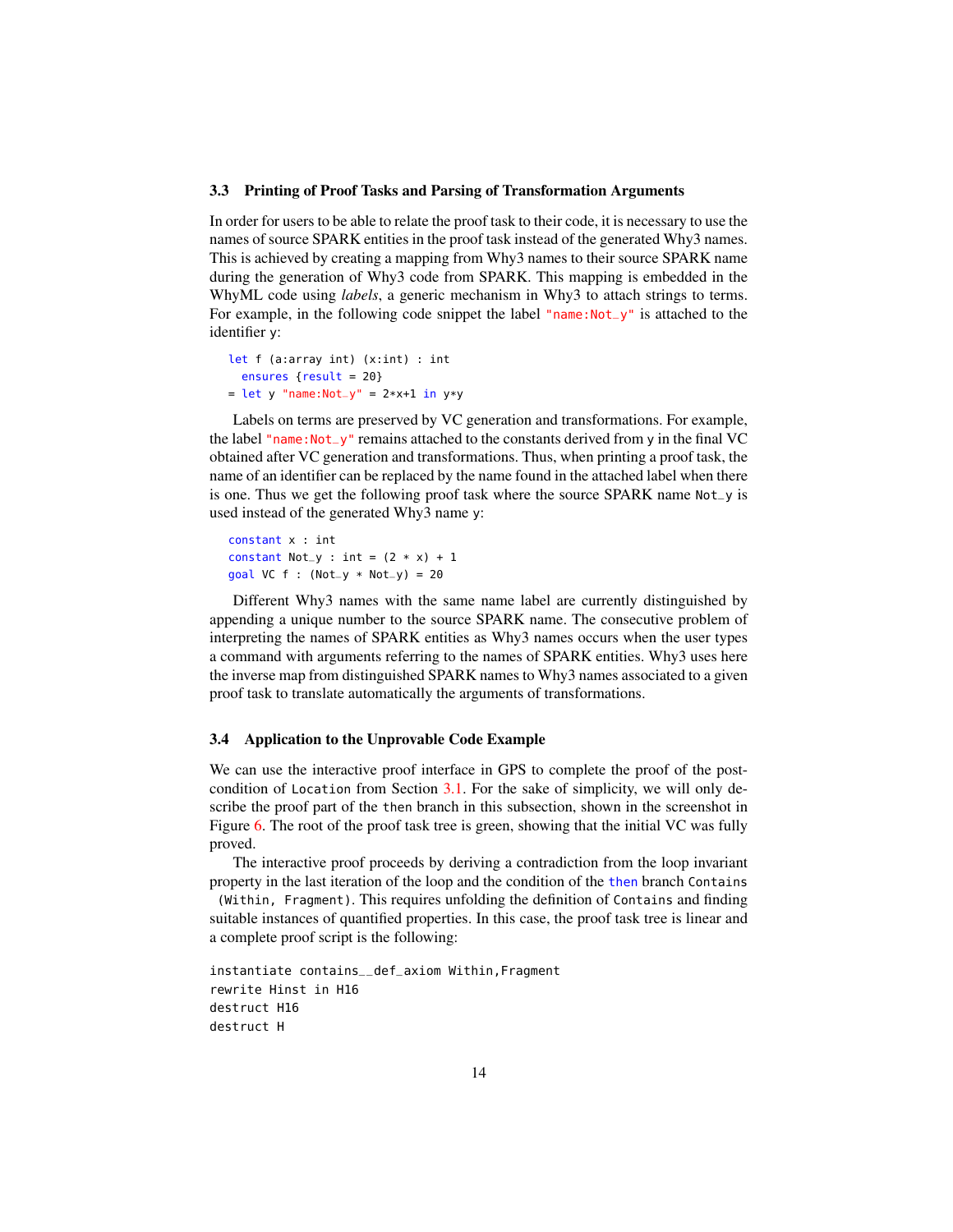### 3.3 Printing of Proof Tasks and Parsing of Transformation Arguments

In order for users to be able to relate the proof task to their code, it is necessary to use the names of source SPARK entities in the proof task instead of the generated Why3 names. This is achieved by creating a mapping from Why3 names to their source SPARK name during the generation of Why3 code from SPARK. This mapping is embedded in the WhyML code using *labels*, a generic mechanism in Why3 to attach strings to terms. For example, in the following code snippet the label `"name:Not_y"` is attached to the identifier `y`:

```
let f (a:array int) (x:int) : int
  ensures {result = 20}
= let y "name:Not_y" = 2*x+1 in y*y
```

Labels on terms are preserved by VC generation and transformations. For example, the label `"name:Not_y"` remains attached to the constants derived from `y` in the final VC obtained after VC generation and transformations. Thus, when printing a proof task, the name of an identifier can be replaced by the name found in the attached label when there is one. Thus we get the following proof task where the source SPARK name `Not_y` is used instead of the generated Why3 name `y`:

```
constant x : int
constant Not_y : int = (2 * x) + 1
goal VC f : (Not_y * Not_y) = 20
```

Different Why3 names with the same name label are currently distinguished by appending a unique number to the source SPARK name. The consecutive problem of interpreting the names of SPARK entities as Why3 names occurs when the user types a command with arguments referring to the names of SPARK entities. Why3 uses here the inverse map from distinguished SPARK names to Why3 names associated to a given proof task to translate automatically the arguments of transformations.

### 3.4 Application to the Unprovable Code Example

We can use the interactive proof interface in GPS to complete the proof of the post-condition of `Location` from Section 3.1. For the sake of simplicity, we will only describe the proof part of the `then` branch in this subsection, shown in the screenshot in Figure 6. The root of the proof task tree is green, showing that the initial VC was fully proved.

The interactive proof proceeds by deriving a contradiction from the loop invariant property in the last iteration of the loop and the condition of the `then` branch `Contains (Within, Fragment)`. This requires unfolding the definition of `Contains` and finding suitable instances of quantified properties. In this case, the proof task tree is linear and a complete proof script is the following:

```
instantiate contains__def_axiom Within,Fragment
rewrite Hinst in H16
destruct H16
destruct H
```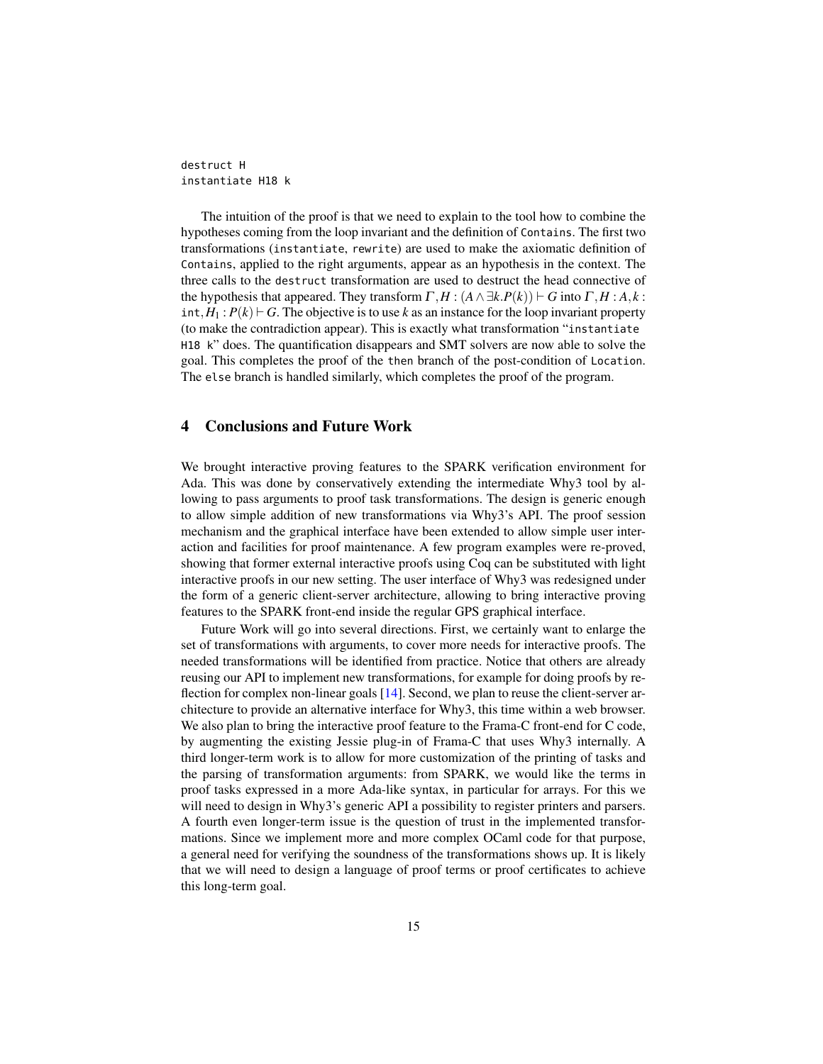```
destruct H
instantiate H18 k
```

The intuition of the proof is that we need to explain to the tool how to combine the hypotheses coming from the loop invariant and the definition of `Contains`. The first two transformations (`instantiate`, `rewrite`) are used to make the axiomatic definition of `Contains`, applied to the right arguments, appear as an hypothesis in the context. The three calls to the `destruct` transformation are used to destruct the head connective of the hypothesis that appeared. They transform $\Gamma, H : (A \wedge \exists k.P(k)) \vdash G$ into $\Gamma, H : A, k :$ `int`$, H_1 : P(k) \vdash G$. The objective is to use $k$ as an instance for the loop invariant property (to make the contradiction appear). This is exactly what transformation "`instantiate H18 k`" does. The quantification disappears and SMT solvers are now able to solve the goal. This completes the proof of the `then` branch of the post-condition of `Location`. The `else` branch is handled similarly, which completes the proof of the program.

## 4 Conclusions and Future Work

We brought interactive proving features to the SPARK verification environment for Ada. This was done by conservatively extending the intermediate Why3 tool by allowing to pass arguments to proof task transformations. The design is generic enough to allow simple addition of new transformations via Why3's API. The proof session mechanism and the graphical interface have been extended to allow simple user interaction and facilities for proof maintenance. A few program examples were re-proved, showing that former external interactive proofs using Coq can be substituted with light interactive proofs in our new setting. The user interface of Why3 was redesigned under the form of a generic client-server architecture, allowing to bring interactive proving features to the SPARK front-end inside the regular GPS graphical interface.

Future Work will go into several directions. First, we certainly want to enlarge the set of transformations with arguments, to cover more needs for interactive proofs. The needed transformations will be identified from practice. Notice that others are already reusing our API to implement new transformations, for example for doing proofs by reflection for complex non-linear goals [14]. Second, we plan to reuse the client-server architecture to provide an alternative interface for Why3, this time within a web browser. We also plan to bring the interactive proof feature to the Frama-C front-end for C code, by augmenting the existing Jessie plug-in of Frama-C that uses Why3 internally. A third longer-term work is to allow for more customization of the printing of tasks and the parsing of transformation arguments: from SPARK, we would like the terms in proof tasks expressed in a more Ada-like syntax, in particular for arrays. For this we will need to design in Why3's generic API a possibility to register printers and parsers. A fourth even longer-term issue is the question of trust in the implemented transformations. Since we implement more and more complex OCaml code for that purpose, a general need for verifying the soundness of the transformations shows up. It is likely that we will need to design a language of proof terms or proof certificates to achieve this long-term goal.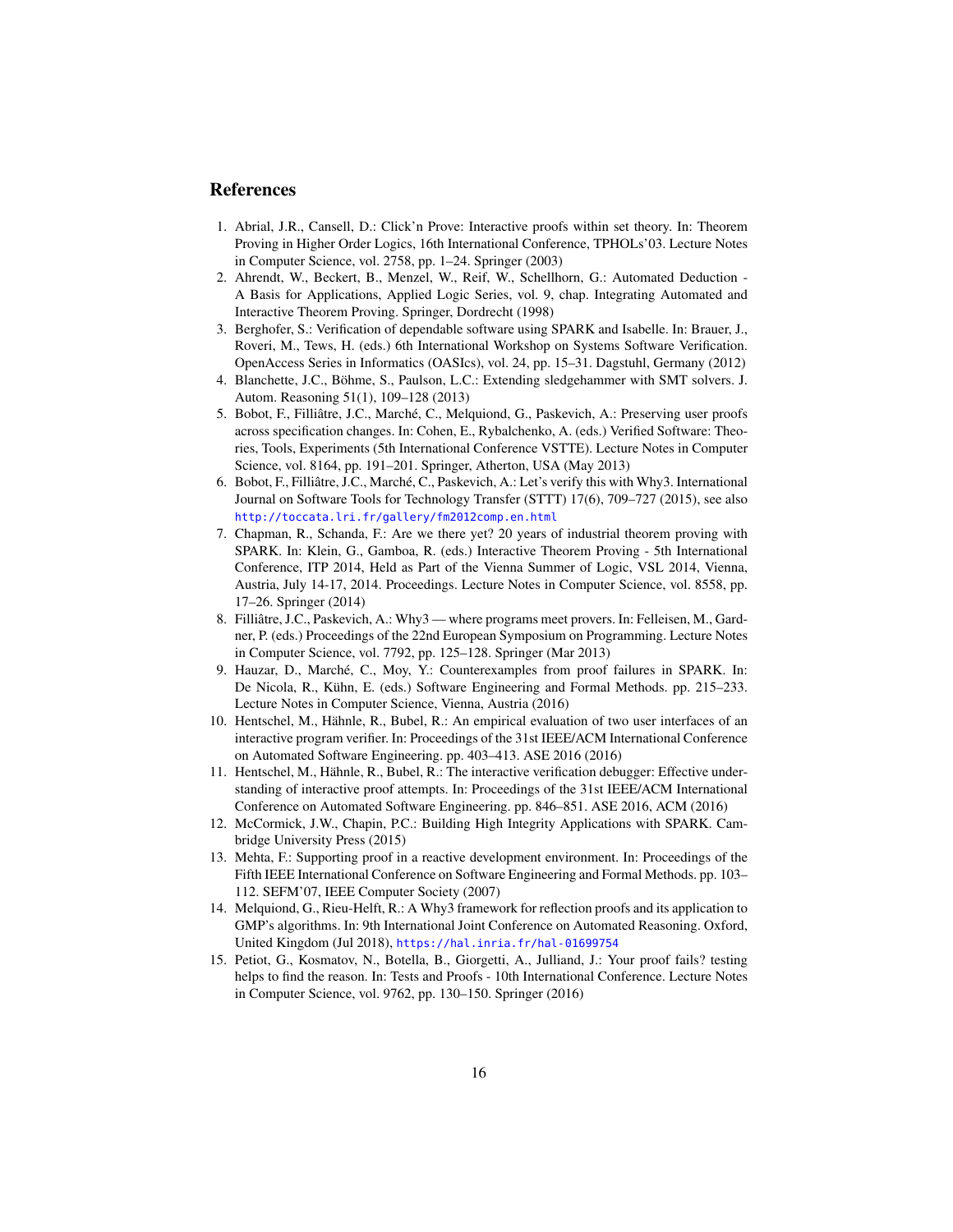## References

1. Abrial, J.R., Cansell, D.: Click'n Prove: Interactive proofs within set theory. In: Theorem Proving in Higher Order Logics, 16th International Conference, TPHOLs'03. Lecture Notes in Computer Science, vol. 2758, pp. 1–24. Springer (2003)
2. Ahrendt, W., Beckert, B., Menzel, W., Reif, W., Schellhorn, G.: Automated Deduction - A Basis for Applications, Applied Logic Series, vol. 9, chap. Integrating Automated and Interactive Theorem Proving. Springer, Dordrecht (1998)
3. Berghofer, S.: Verification of dependable software using SPARK and Isabelle. In: Brauer, J., Roveri, M., Tews, H. (eds.) 6th International Workshop on Systems Software Verification. OpenAccess Series in Informatics (OASIcs), vol. 24, pp. 15–31. Dagstuhl, Germany (2012)
4. Blanchette, J.C., Böhme, S., Paulson, L.C.: Extending sledgehammer with SMT solvers. J. Autom. Reasoning 51(1), 109–128 (2013)
5. Bobot, F., Filliâtre, J.C., Marché, C., Melquiond, G., Paskevich, A.: Preserving user proofs across specification changes. In: Cohen, E., Rybalchenko, A. (eds.) Verified Software: Theories, Tools, Experiments (5th International Conference VSTTE). Lecture Notes in Computer Science, vol. 8164, pp. 191–201. Springer, Atherton, USA (May 2013)
6. Bobot, F., Filliâtre, J.C., Marché, C., Paskevich, A.: Let's verify this with Why3. International Journal on Software Tools for Technology Transfer (STTT) 17(6), 709–727 (2015), see also http://toccata.lri.fr/gallery/fm2012comp.en.html
7. Chapman, R., Schanda, F.: Are we there yet? 20 years of industrial theorem proving with SPARK. In: Klein, G., Gamboa, R. (eds.) Interactive Theorem Proving - 5th International Conference, ITP 2014, Held as Part of the Vienna Summer of Logic, VSL 2014, Vienna, Austria, July 14-17, 2014. Proceedings. Lecture Notes in Computer Science, vol. 8558, pp. 17–26. Springer (2014)
8. Filliâtre, J.C., Paskevich, A.: Why3 — where programs meet provers. In: Felleisen, M., Gardner, P. (eds.) Proceedings of the 22nd European Symposium on Programming. Lecture Notes in Computer Science, vol. 7792, pp. 125–128. Springer (Mar 2013)
9. Hauzar, D., Marché, C., Moy, Y.: Counterexamples from proof failures in SPARK. In: De Nicola, R., Kühn, E. (eds.) Software Engineering and Formal Methods. pp. 215–233. Lecture Notes in Computer Science, Vienna, Austria (2016)
10. Hentschel, M., Hähnle, R., Bubel, R.: An empirical evaluation of two user interfaces of an interactive program verifier. In: Proceedings of the 31st IEEE/ACM International Conference on Automated Software Engineering. pp. 403–413. ASE 2016 (2016)
11. Hentschel, M., Hähnle, R., Bubel, R.: The interactive verification debugger: Effective understanding of interactive proof attempts. In: Proceedings of the 31st IEEE/ACM International Conference on Automated Software Engineering. pp. 846–851. ASE 2016, ACM (2016)
12. McCormick, J.W., Chapin, P.C.: Building High Integrity Applications with SPARK. Cambridge University Press (2015)
13. Mehta, F.: Supporting proof in a reactive development environment. In: Proceedings of the Fifth IEEE International Conference on Software Engineering and Formal Methods. pp. 103–112. SEFM'07, IEEE Computer Society (2007)
14. Melquiond, G., Rieu-Helft, R.: A Why3 framework for reflection proofs and its application to GMP's algorithms. In: 9th International Joint Conference on Automated Reasoning. Oxford, United Kingdom (Jul 2018), https://hal.inria.fr/hal-01699754
15. Petiot, G., Kosmatov, N., Botella, B., Giorgetti, A., Julliand, J.: Your proof fails? testing helps to find the reason. In: Tests and Proofs - 10th International Conference. Lecture Notes in Computer Science, vol. 9762, pp. 130–150. Springer (2016)